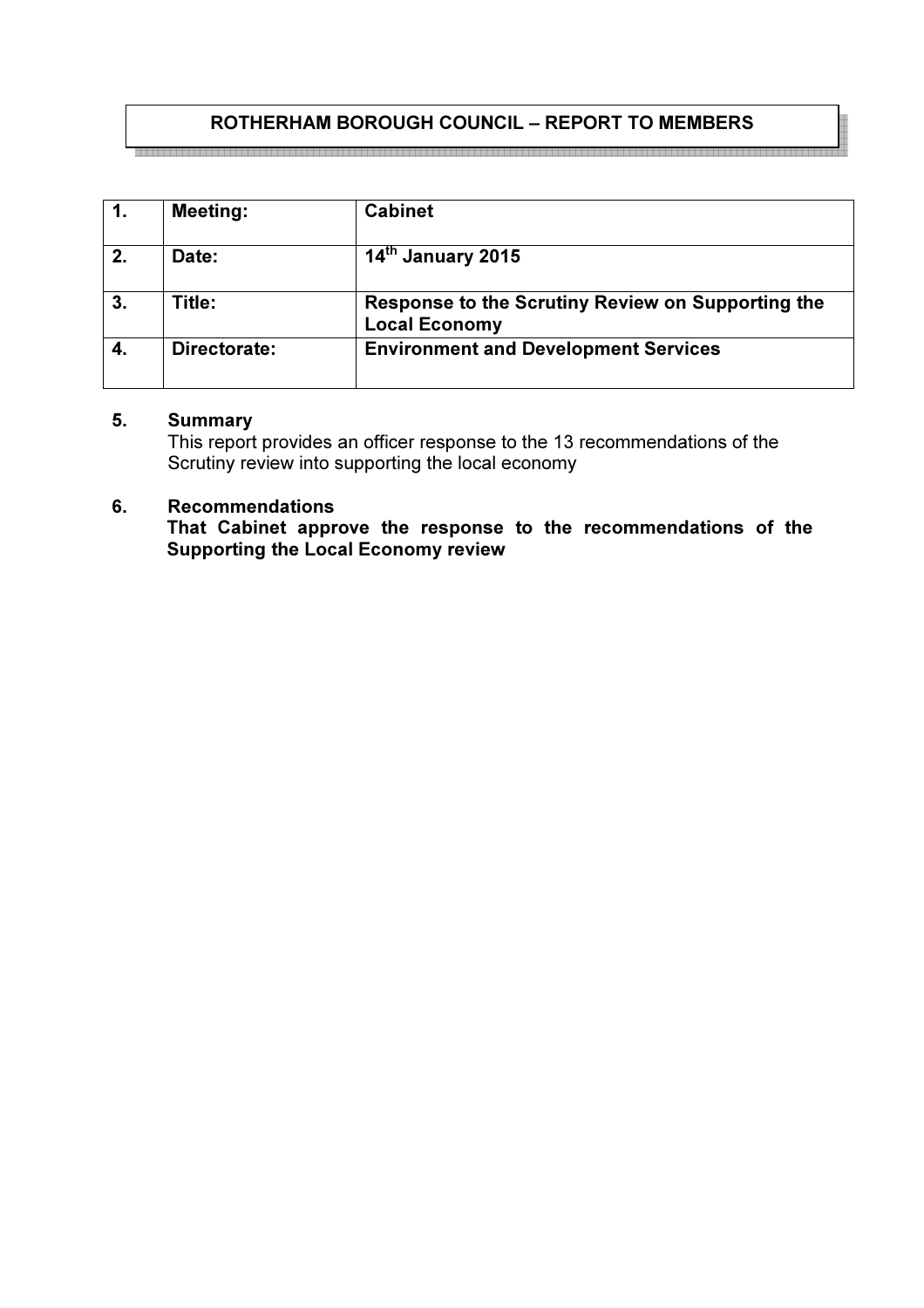# ROTHERHAM BOROUGH COUNCIL – REPORT TO MEMBERS

| | | |
|---|---|---|
| **1.** | **Meeting:** | **Cabinet** |
| **2.** | **Date:** | **14th January 2015** |
| **3.** | **Title:** | **Response to the Scrutiny Review on Supporting the Local Economy** |
| **4.** | **Directorate:** | **Environment and Development Services** |

**5. Summary**

This report provides an officer response to the 13 recommendations of the Scrutiny review into supporting the local economy

**6. Recommendations**

**That Cabinet approve the response to the recommendations of the Supporting the Local Economy review**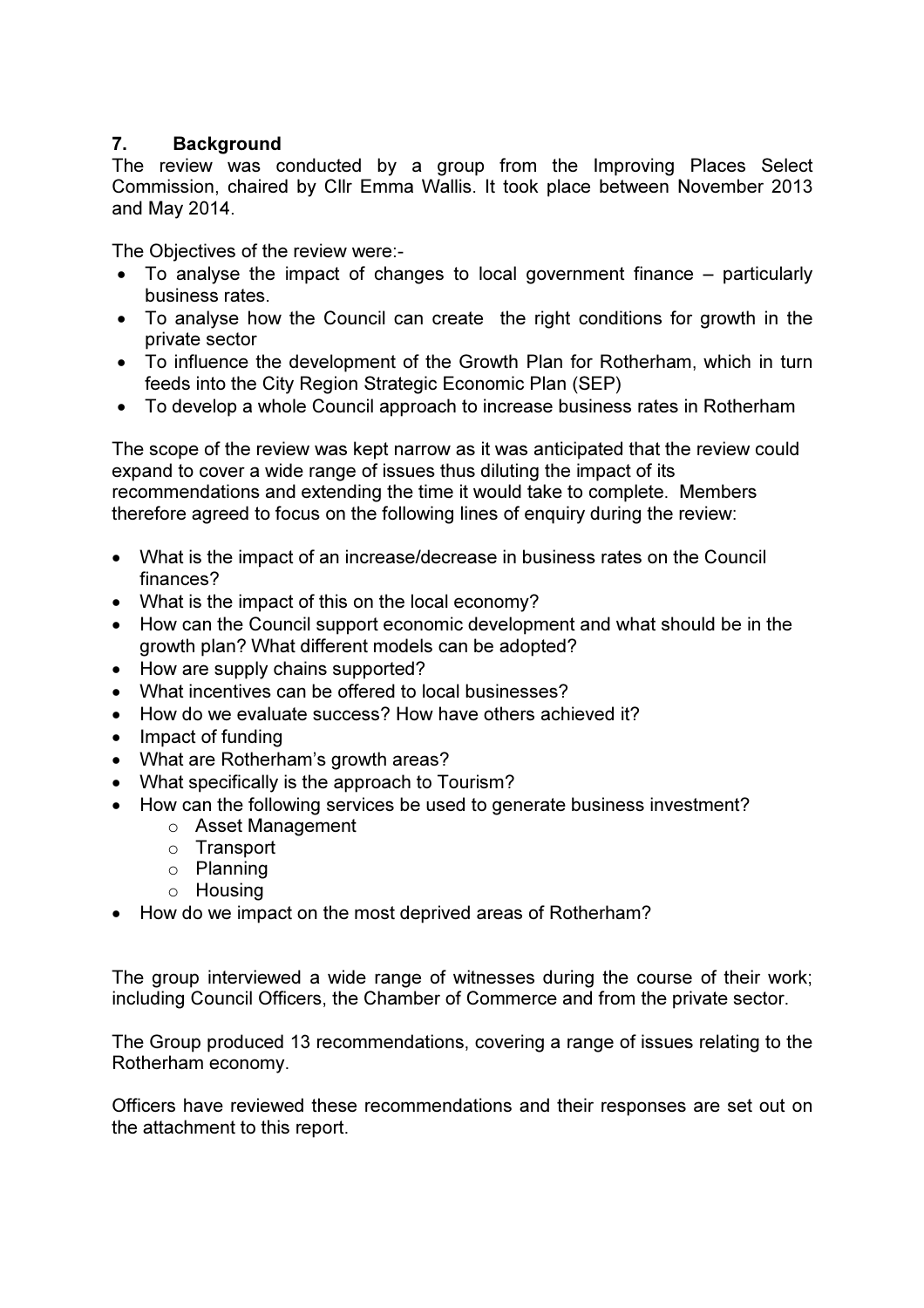## 7. Background

The review was conducted by a group from the Improving Places Select Commission, chaired by Cllr Emma Wallis. It took place between November 2013 and May 2014.

The Objectives of the review were:-

- To analyse the impact of changes to local government finance – particularly business rates.
- To analyse how the Council can create the right conditions for growth in the private sector
- To influence the development of the Growth Plan for Rotherham, which in turn feeds into the City Region Strategic Economic Plan (SEP)
- To develop a whole Council approach to increase business rates in Rotherham

The scope of the review was kept narrow as it was anticipated that the review could expand to cover a wide range of issues thus diluting the impact of its recommendations and extending the time it would take to complete. Members therefore agreed to focus on the following lines of enquiry during the review:

- What is the impact of an increase/decrease in business rates on the Council finances?
- What is the impact of this on the local economy?
- How can the Council support economic development and what should be in the growth plan? What different models can be adopted?
- How are supply chains supported?
- What incentives can be offered to local businesses?
- How do we evaluate success? How have others achieved it?
- Impact of funding
- What are Rotherham's growth areas?
- What specifically is the approach to Tourism?
- How can the following services be used to generate business investment?
  - Asset Management
  - Transport
  - Planning
  - Housing
- How do we impact on the most deprived areas of Rotherham?

The group interviewed a wide range of witnesses during the course of their work; including Council Officers, the Chamber of Commerce and from the private sector.

The Group produced 13 recommendations, covering a range of issues relating to the Rotherham economy.

Officers have reviewed these recommendations and their responses are set out on the attachment to this report.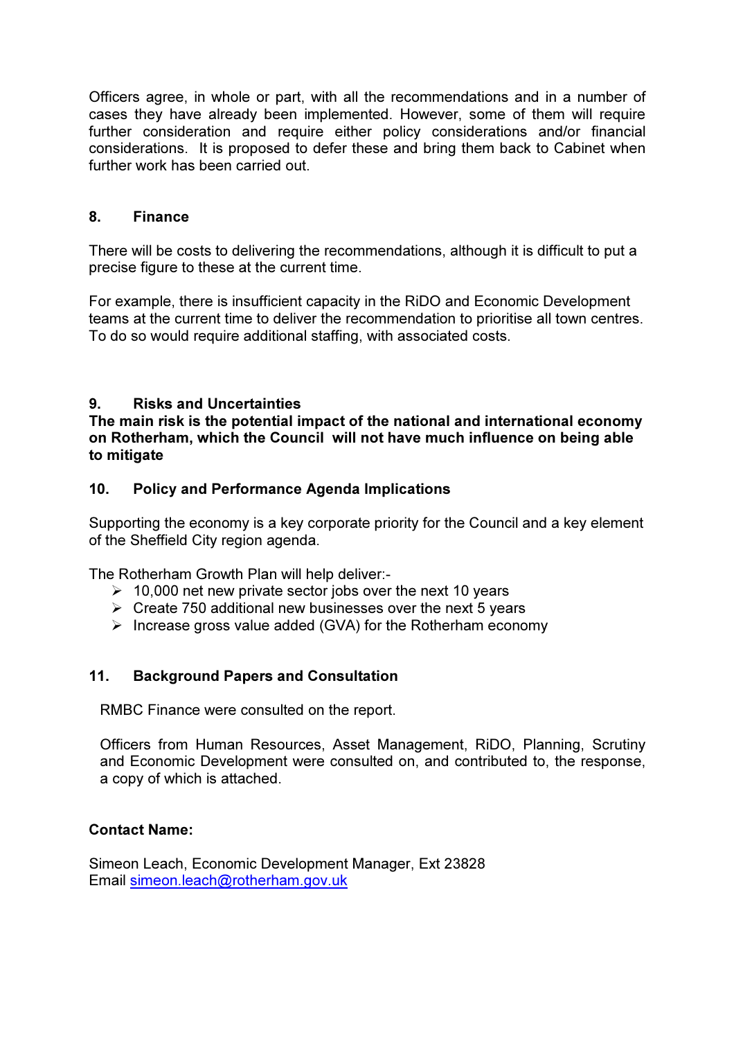Officers agree, in whole or part, with all the recommendations and in a number of cases they have already been implemented. However, some of them will require further consideration and require either policy considerations and/or financial considerations. It is proposed to defer these and bring them back to Cabinet when further work has been carried out.

## 8. Finance

There will be costs to delivering the recommendations, although it is difficult to put a precise figure to these at the current time.

For example, there is insufficient capacity in the RiDO and Economic Development teams at the current time to deliver the recommendation to prioritise all town centres. To do so would require additional staffing, with associated costs.

## 9. Risks and Uncertainties

**The main risk is the potential impact of the national and international economy on Rotherham, which the Council will not have much influence on being able to mitigate**

## 10. Policy and Performance Agenda Implications

Supporting the economy is a key corporate priority for the Council and a key element of the Sheffield City region agenda.

The Rotherham Growth Plan will help deliver:-

- 10,000 net new private sector jobs over the next 10 years
- Create 750 additional new businesses over the next 5 years
- Increase gross value added (GVA) for the Rotherham economy

## 11. Background Papers and Consultation

RMBC Finance were consulted on the report.

Officers from Human Resources, Asset Management, RiDO, Planning, Scrutiny and Economic Development were consulted on, and contributed to, the response, a copy of which is attached.

**Contact Name:**

Simeon Leach, Economic Development Manager, Ext 23828
Email simeon.leach@rotherham.gov.uk